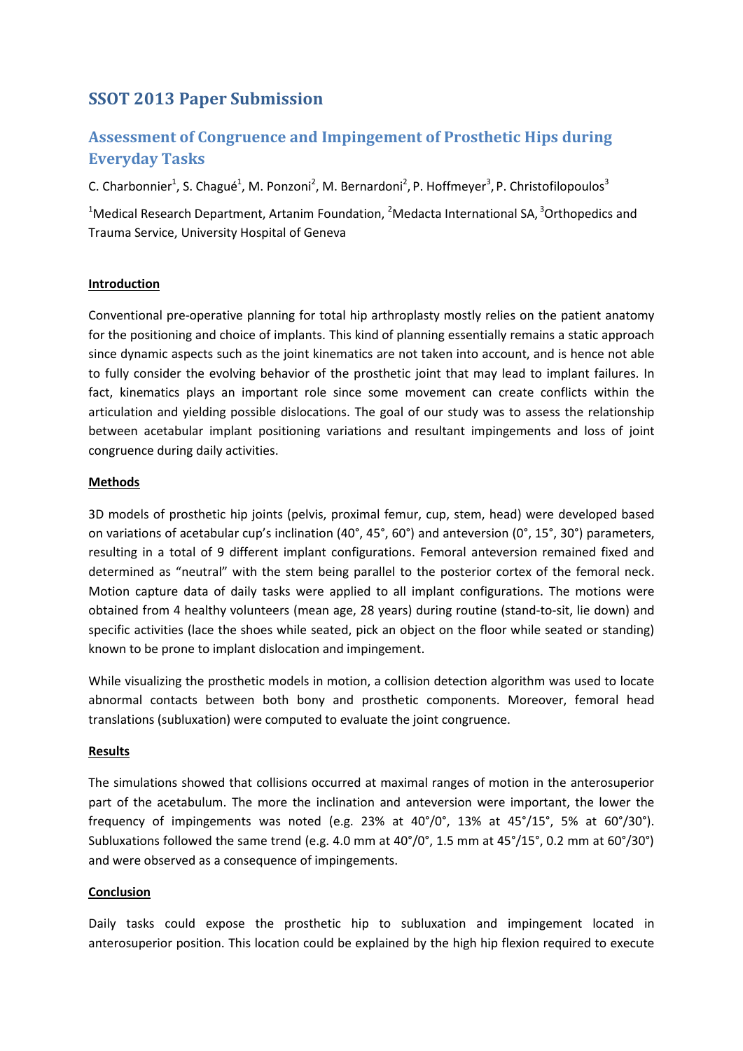# SSOT 2013 Paper Submission

## Assessment of Congruence and Impingement of Prosthetic Hips during Everyday Tasks

C. Charbonnier[1], S. Chagué[1], M. Ponzoni[2], M. Bernardoni[2], P. Hoffmeyer[3], P. Christofilopoulos[3]

[1]Medical Research Department, Artanim Foundation, [2]Medacta International SA, [3]Orthopedics and Trauma Service, University Hospital of Geneva

**Introduction**

Conventional pre-operative planning for total hip arthroplasty mostly relies on the patient anatomy for the positioning and choice of implants. This kind of planning essentially remains a static approach since dynamic aspects such as the joint kinematics are not taken into account, and is hence not able to fully consider the evolving behavior of the prosthetic joint that may lead to implant failures. In fact, kinematics plays an important role since some movement can create conflicts within the articulation and yielding possible dislocations. The goal of our study was to assess the relationship between acetabular implant positioning variations and resultant impingements and loss of joint congruence during daily activities.

**Methods**

3D models of prosthetic hip joints (pelvis, proximal femur, cup, stem, head) were developed based on variations of acetabular cup's inclination (40°, 45°, 60°) and anteversion (0°, 15°, 30°) parameters, resulting in a total of 9 different implant configurations. Femoral anteversion remained fixed and determined as "neutral" with the stem being parallel to the posterior cortex of the femoral neck. Motion capture data of daily tasks were applied to all implant configurations. The motions were obtained from 4 healthy volunteers (mean age, 28 years) during routine (stand-to-sit, lie down) and specific activities (lace the shoes while seated, pick an object on the floor while seated or standing) known to be prone to implant dislocation and impingement.

While visualizing the prosthetic models in motion, a collision detection algorithm was used to locate abnormal contacts between both bony and prosthetic components. Moreover, femoral head translations (subluxation) were computed to evaluate the joint congruence.

**Results**

The simulations showed that collisions occurred at maximal ranges of motion in the anterosuperior part of the acetabulum. The more the inclination and anteversion were important, the lower the frequency of impingements was noted (e.g. 23% at 40°/0°, 13% at 45°/15°, 5% at 60°/30°). Subluxations followed the same trend (e.g. 4.0 mm at 40°/0°, 1.5 mm at 45°/15°, 0.2 mm at 60°/30°) and were observed as a consequence of impingements.

**Conclusion**

Daily tasks could expose the prosthetic hip to subluxation and impingement located in anterosuperior position. This location could be explained by the high hip flexion required to execute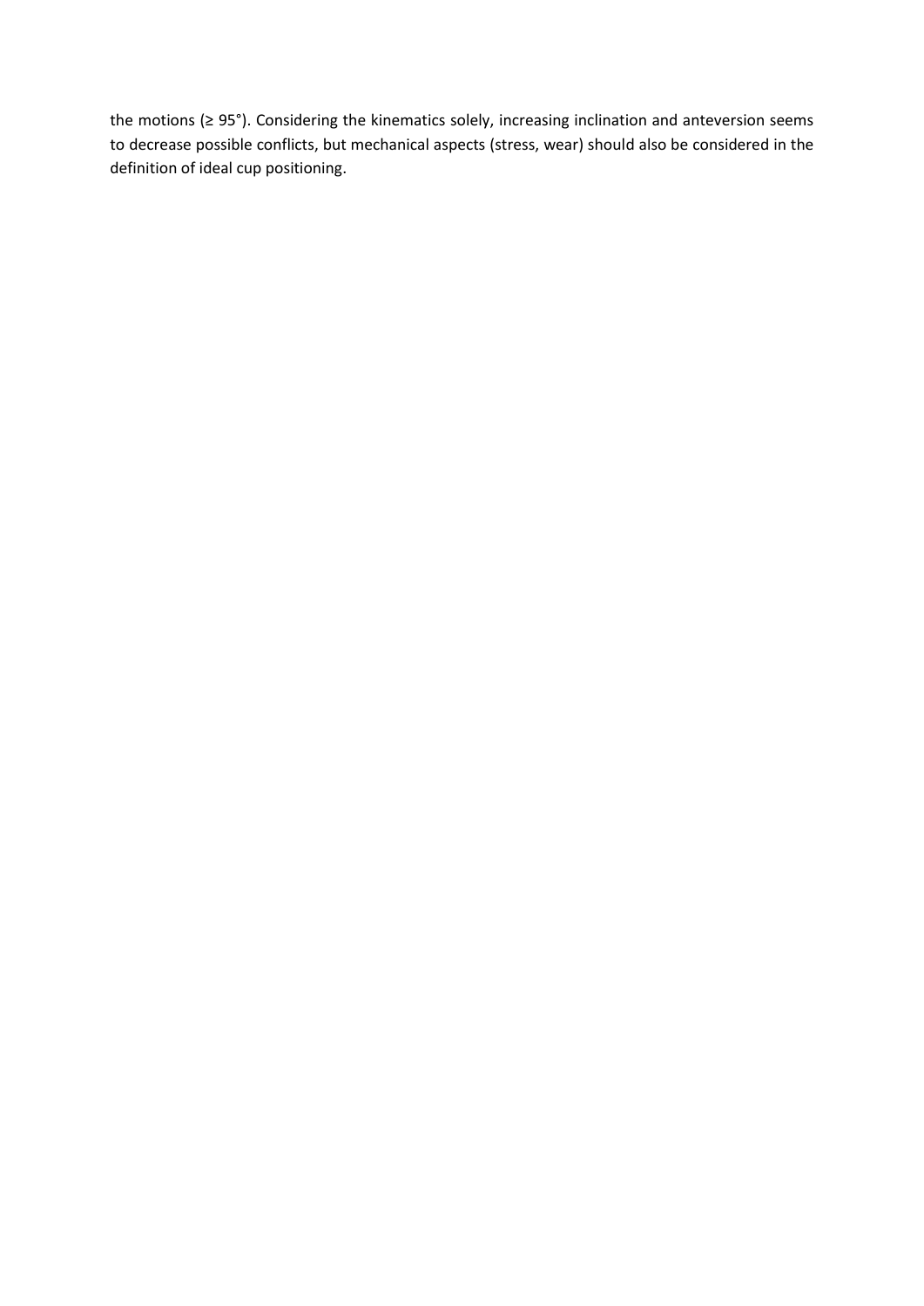the motions (≥ 95°). Considering the kinematics solely, increasing inclination and anteversion seems to decrease possible conflicts, but mechanical aspects (stress, wear) should also be considered in the definition of ideal cup positioning.